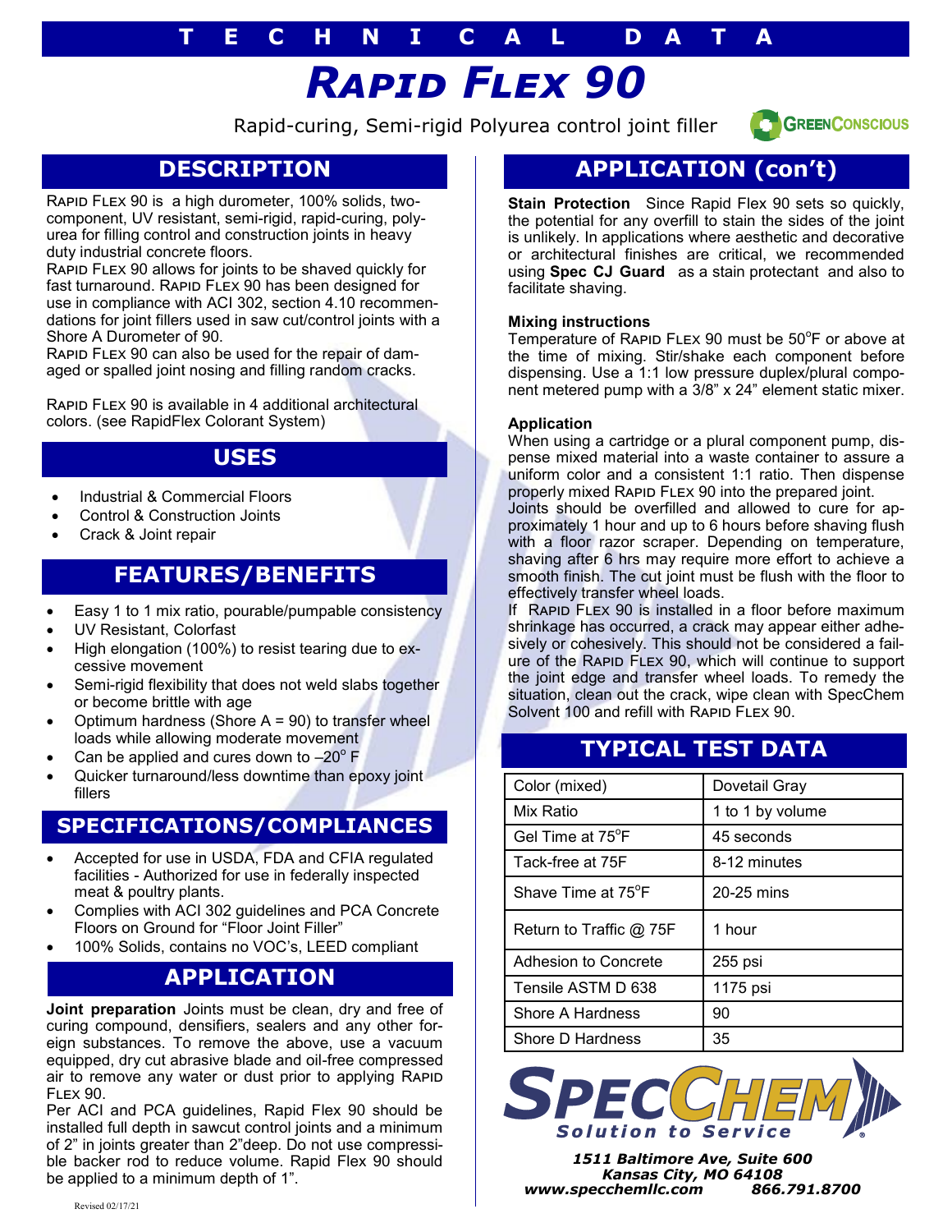# TECHNICAL DATA

# *Rapid Flex 90*

Rapid-curing, Semi-rigid Polyurea control joint filler

GreenConscious

## DESCRIPTION

Rapid Flex 90 is a high durometer, 100% solids, two-component, UV resistant, semi-rigid, rapid-curing, polyurea for filling control and construction joints in heavy duty industrial concrete floors.

Rapid Flex 90 allows for joints to be shaved quickly for fast turnaround. Rapid Flex 90 has been designed for use in compliance with ACI 302, section 4.10 recommendations for joint fillers used in saw cut/control joints with a Shore A Durometer of 90.

Rapid Flex 90 can also be used for the repair of damaged or spalled joint nosing and filling random cracks.

Rapid Flex 90 is available in 4 additional architectural colors. (see RapidFlex Colorant System)

## USES

- Industrial & Commercial Floors
- Control & Construction Joints
- Crack & Joint repair

## FEATURES/BENEFITS

- Easy 1 to 1 mix ratio, pourable/pumpable consistency
- UV Resistant, Colorfast
- High elongation (100%) to resist tearing due to excessive movement
- Semi-rigid flexibility that does not weld slabs together or become brittle with age
- Optimum hardness (Shore A = 90) to transfer wheel loads while allowing moderate movement
- Can be applied and cures down to –20° F
- Quicker turnaround/less downtime than epoxy joint fillers

## SPECIFICATIONS/COMPLIANCES

- Accepted for use in USDA, FDA and CFIA regulated facilities - Authorized for use in federally inspected meat & poultry plants.
- Complies with ACI 302 guidelines and PCA Concrete Floors on Ground for "Floor Joint Filler"
- 100% Solids, contains no VOC's, LEED compliant

## APPLICATION

**Joint preparation** Joints must be clean, dry and free of curing compound, densifiers, sealers and any other foreign substances. To remove the above, use a vacuum equipped, dry cut abrasive blade and oil-free compressed air to remove any water or dust prior to applying Rapid Flex 90.

Per ACI and PCA guidelines, Rapid Flex 90 should be installed full depth in sawcut control joints and a minimum of 2" in joints greater than 2"deep. Do not use compressible backer rod to reduce volume. Rapid Flex 90 should be applied to a minimum depth of 1".

## APPLICATION (con't)

**Stain Protection** Since Rapid Flex 90 sets so quickly, the potential for any overfill to stain the sides of the joint is unlikely. In applications where aesthetic and decorative or architectural finishes are critical, we recommended using **Spec CJ Guard** as a stain protectant and also to facilitate shaving.

**Mixing instructions**

Temperature of Rapid Flex 90 must be 50°F or above at the time of mixing. Stir/shake each component before dispensing. Use a 1:1 low pressure duplex/plural component metered pump with a 3/8" x 24" element static mixer.

**Application**

When using a cartridge or a plural component pump, dispense mixed material into a waste container to assure a uniform color and a consistent 1:1 ratio. Then dispense properly mixed Rapid Flex 90 into the prepared joint.

Joints should be overfilled and allowed to cure for approximately 1 hour and up to 6 hours before shaving flush with a floor razor scraper. Depending on temperature, shaving after 6 hrs may require more effort to achieve a smooth finish. The cut joint must be flush with the floor to effectively transfer wheel loads.

If Rapid Flex 90 is installed in a floor before maximum shrinkage has occurred, a crack may appear either adhesively or cohesively. This should not be considered a failure of the Rapid Flex 90, which will continue to support the joint edge and transfer wheel loads. To remedy the situation, clean out the crack, wipe clean with SpecChem Solvent 100 and refill with Rapid Flex 90.

## TYPICAL TEST DATA

| Property | Value |
|---|---|
| Color (mixed) | Dovetail Gray |
| Mix Ratio | 1 to 1 by volume |
| Gel Time at 75°F | 45 seconds |
| Tack-free at 75F | 8-12 minutes |
| Shave Time at 75°F | 20-25 mins |
| Return to Traffic @ 75F | 1 hour |
| Adhesion to Concrete | 255 psi |
| Tensile ASTM D 638 | 1175 psi |
| Shore A Hardness | 90 |
| Shore D Hardness | 35 |

**SpecChem** *Solution to Service*

*1511 Baltimore Ave, Suite 600*
*Kansas City, MO 64108*
*www.specchemllc.com 866.791.8700*

Revised 02/17/21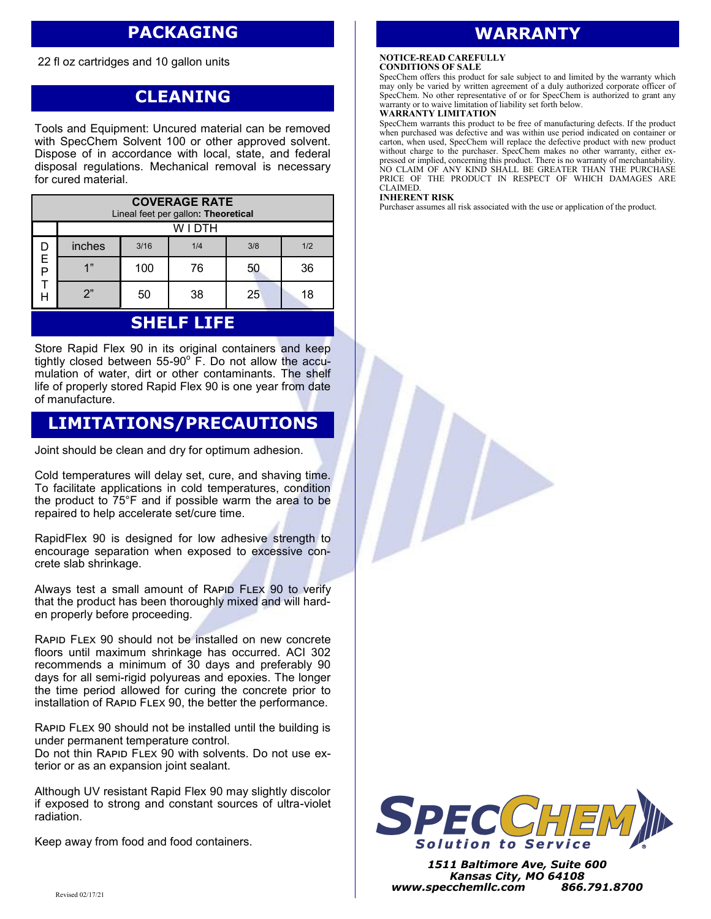## PACKAGING

22 fl oz cartridges and 10 gallon units

## CLEANING

Tools and Equipment: Uncured material can be removed with SpecChem Solvent 100 or other approved solvent. Dispose of in accordance with local, state, and federal disposal regulations. Mechanical removal is necessary for cured material.

| COVERAGE RATE<br>Lineal feet per gallon: **Theoretical** | | | | | |
|---|---|---|---|---|---|
| | WIDTH | | | | |
| DEPTH | inches | 3/16 | 1/4 | 3/8 | 1/2 |
| | 1” | 100 | 76 | 50 | 36 |
| | 2” | 50 | 38 | 25 | 18 |

## SHELF LIFE

Store Rapid Flex 90 in its original containers and keep tightly closed between 55-90° F. Do not allow the accumulation of water, dirt or other contaminants. The shelf life of properly stored Rapid Flex 90 is one year from date of manufacture.

## LIMITATIONS/PRECAUTIONS

Joint should be clean and dry for optimum adhesion.

Cold temperatures will delay set, cure, and shaving time. To facilitate applications in cold temperatures, condition the product to 75°F and if possible warm the area to be repaired to help accelerate set/cure time.

RapidFlex 90 is designed for low adhesive strength to encourage separation when exposed to excessive concrete slab shrinkage.

Always test a small amount of Rapid Flex 90 to verify that the product has been thoroughly mixed and will harden properly before proceeding.

Rapid Flex 90 should not be installed on new concrete floors until maximum shrinkage has occurred. ACI 302 recommends a minimum of 30 days and preferably 90 days for all semi-rigid polyureas and epoxies. The longer the time period allowed for curing the concrete prior to installation of Rapid Flex 90, the better the performance.

Rapid Flex 90 should not be installed until the building is under permanent temperature control.
Do not thin Rapid Flex 90 with solvents. Do not use exterior or as an expansion joint sealant.

Although UV resistant Rapid Flex 90 may slightly discolor if exposed to strong and constant sources of ultra-violet radiation.

Keep away from food and food containers.

Revised 02/17/21

## WARRANTY

**NOTICE-READ CAREFULLY**
**CONDITIONS OF SALE**

SpecChem offers this product for sale subject to and limited by the warranty which may only be varied by written agreement of a duly authorized corporate officer of SpecChem. No other representative of or for SpecChem is authorized to grant any warranty or to waive limitation of liability set forth below.

**WARRANTY LIMITATION**

SpecChem warrants this product to be free of manufacturing defects. If the product when purchased was defective and was within use period indicated on container or carton, when used, SpecChem will replace the defective product with new product without charge to the purchaser. SpecChem makes no other warranty, either expressed or implied, concerning this product. There is no warranty of merchantability. NO CLAIM OF ANY KIND SHALL BE GREATER THAN THE PURCHASE PRICE OF THE PRODUCT IN RESPECT OF WHICH DAMAGES ARE CLAIMED.

**INHERENT RISK**

Purchaser assumes all risk associated with the use or application of the product.

SPECCHEM
*Solution to Service*

*1511 Baltimore Ave, Suite 600*
*Kansas City, MO 64108*
*www.specchemllc.com 866.791.8700*